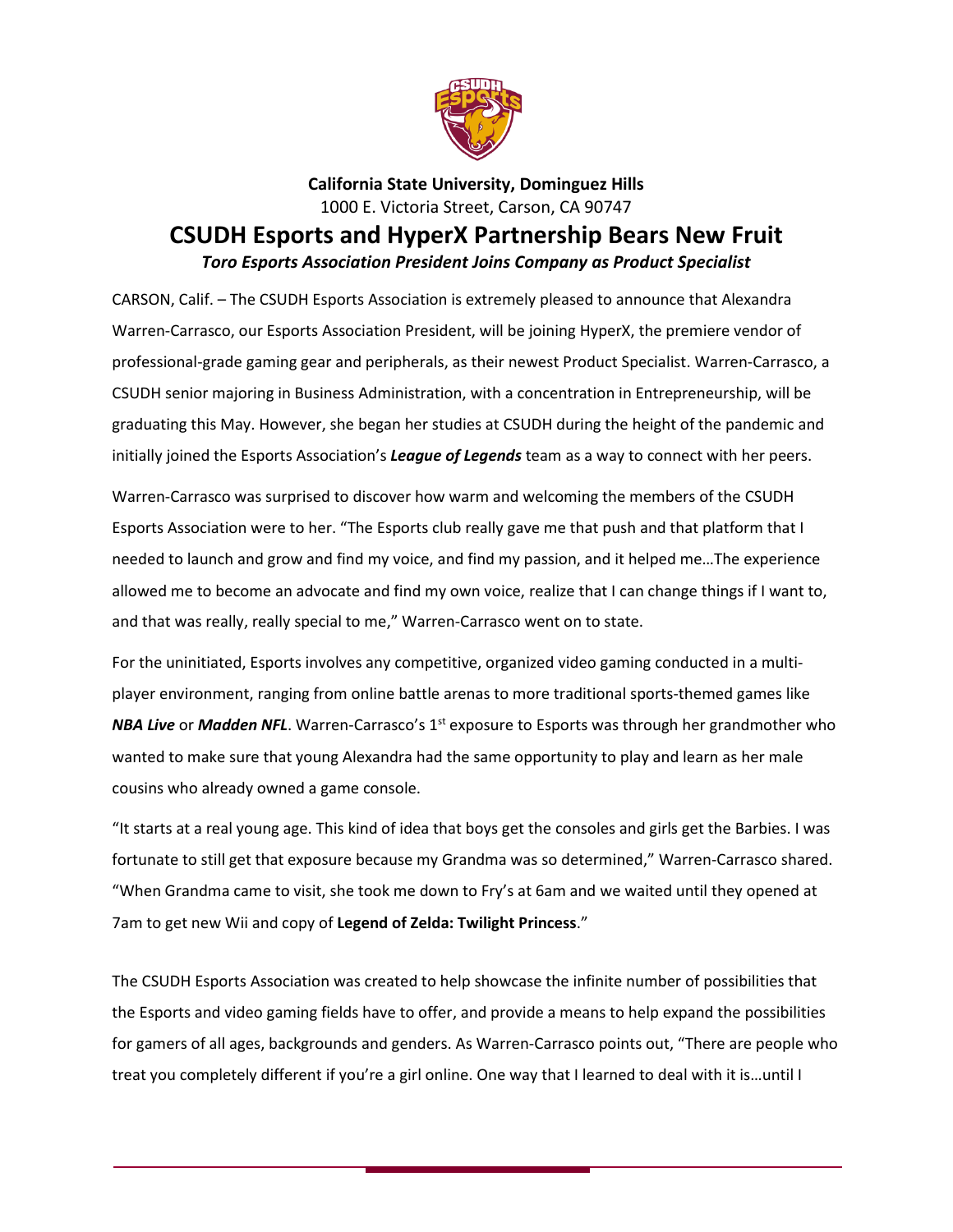**California State University, Dominguez Hills**
1000 E. Victoria Street, Carson, CA 90747

# CSUDH Esports and HyperX Partnership Bears New Fruit

***Toro Esports Association President Joins Company as Product Specialist***

CARSON, Calif. – The CSUDH Esports Association is extremely pleased to announce that Alexandra Warren-Carrasco, our Esports Association President, will be joining HyperX, the premiere vendor of professional-grade gaming gear and peripherals, as their newest Product Specialist. Warren-Carrasco, a CSUDH senior majoring in Business Administration, with a concentration in Entrepreneurship, will be graduating this May. However, she began her studies at CSUDH during the height of the pandemic and initially joined the Esports Association's ***League of Legends*** team as a way to connect with her peers.

Warren-Carrasco was surprised to discover how warm and welcoming the members of the CSUDH Esports Association were to her. "The Esports club really gave me that push and that platform that I needed to launch and grow and find my voice, and find my passion, and it helped me…The experience allowed me to become an advocate and find my own voice, realize that I can change things if I want to, and that was really, really special to me," Warren-Carrasco went on to state.

For the uninitiated, Esports involves any competitive, organized video gaming conducted in a multi-player environment, ranging from online battle arenas to more traditional sports-themed games like ***NBA Live*** or ***Madden NFL***. Warren-Carrasco's 1st exposure to Esports was through her grandmother who wanted to make sure that young Alexandra had the same opportunity to play and learn as her male cousins who already owned a game console.

"It starts at a real young age. This kind of idea that boys get the consoles and girls get the Barbies. I was fortunate to still get that exposure because my Grandma was so determined," Warren-Carrasco shared. "When Grandma came to visit, she took me down to Fry's at 6am and we waited until they opened at 7am to get new Wii and copy of **Legend of Zelda: Twilight Princess**."

The CSUDH Esports Association was created to help showcase the infinite number of possibilities that the Esports and video gaming fields have to offer, and provide a means to help expand the possibilities for gamers of all ages, backgrounds and genders. As Warren-Carrasco points out, "There are people who treat you completely different if you're a girl online. One way that I learned to deal with it is…until I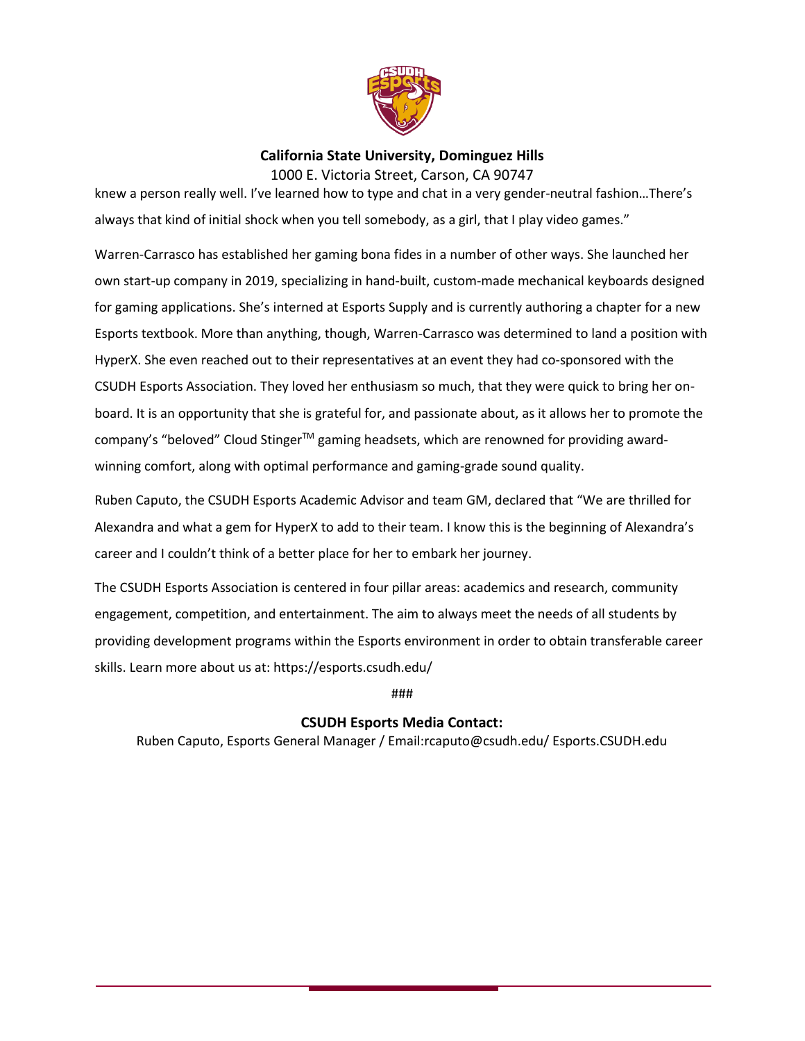**California State University, Dominguez Hills**

1000 E. Victoria Street, Carson, CA 90747

knew a person really well. I've learned how to type and chat in a very gender-neutral fashion…There's always that kind of initial shock when you tell somebody, as a girl, that I play video games."

Warren-Carrasco has established her gaming bona fides in a number of other ways. She launched her own start-up company in 2019, specializing in hand-built, custom-made mechanical keyboards designed for gaming applications. She's interned at Esports Supply and is currently authoring a chapter for a new Esports textbook. More than anything, though, Warren-Carrasco was determined to land a position with HyperX. She even reached out to their representatives at an event they had co-sponsored with the CSUDH Esports Association. They loved her enthusiasm so much, that they were quick to bring her on-board. It is an opportunity that she is grateful for, and passionate about, as it allows her to promote the company's "beloved" Cloud Stinger™ gaming headsets, which are renowned for providing award-winning comfort, along with optimal performance and gaming-grade sound quality.

Ruben Caputo, the CSUDH Esports Academic Advisor and team GM, declared that "We are thrilled for Alexandra and what a gem for HyperX to add to their team. I know this is the beginning of Alexandra's career and I couldn't think of a better place for her to embark her journey.

The CSUDH Esports Association is centered in four pillar areas: academics and research, community engagement, competition, and entertainment. The aim to always meet the needs of all students by providing development programs within the Esports environment in order to obtain transferable career skills. Learn more about us at: https://esports.csudh.edu/

###

**CSUDH Esports Media Contact:**

Ruben Caputo, Esports General Manager / Email:rcaputo@csudh.edu/ Esports.CSUDH.edu